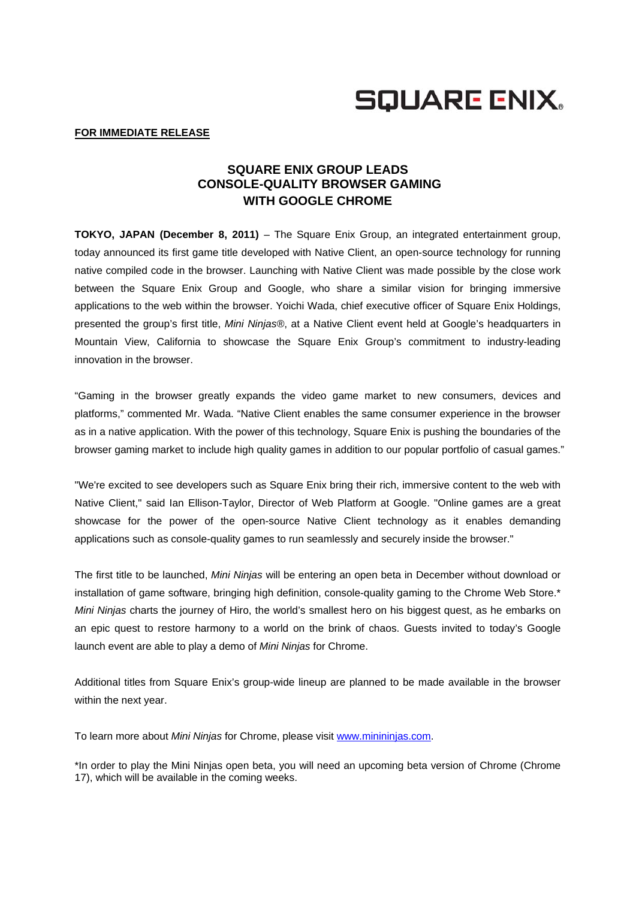SQUARE ENIX®

**FOR IMMEDIATE RELEASE**

# SQUARE ENIX GROUP LEADS CONSOLE-QUALITY BROWSER GAMING WITH GOOGLE CHROME

**TOKYO, JAPAN (December 8, 2011)** – The Square Enix Group, an integrated entertainment group, today announced its first game title developed with Native Client, an open-source technology for running native compiled code in the browser. Launching with Native Client was made possible by the close work between the Square Enix Group and Google, who share a similar vision for bringing immersive applications to the web within the browser. Yoichi Wada, chief executive officer of Square Enix Holdings, presented the group's first title, *Mini Ninjas*®, at a Native Client event held at Google's headquarters in Mountain View, California to showcase the Square Enix Group's commitment to industry-leading innovation in the browser.

"Gaming in the browser greatly expands the video game market to new consumers, devices and platforms," commented Mr. Wada. "Native Client enables the same consumer experience in the browser as in a native application. With the power of this technology, Square Enix is pushing the boundaries of the browser gaming market to include high quality games in addition to our popular portfolio of casual games."

"We're excited to see developers such as Square Enix bring their rich, immersive content to the web with Native Client," said Ian Ellison-Taylor, Director of Web Platform at Google. "Online games are a great showcase for the power of the open-source Native Client technology as it enables demanding applications such as console-quality games to run seamlessly and securely inside the browser."

The first title to be launched, *Mini Ninjas* will be entering an open beta in December without download or installation of game software, bringing high definition, console-quality gaming to the Chrome Web Store.* *Mini Ninjas* charts the journey of Hiro, the world's smallest hero on his biggest quest, as he embarks on an epic quest to restore harmony to a world on the brink of chaos. Guests invited to today's Google launch event are able to play a demo of *Mini Ninjas* for Chrome.

Additional titles from Square Enix's group-wide lineup are planned to be made available in the browser within the next year.

To learn more about *Mini Ninjas* for Chrome, please visit [www.minininjas.com](http://www.minininjas.com).

*In order to play the Mini Ninjas open beta, you will need an upcoming beta version of Chrome (Chrome 17), which will be available in the coming weeks.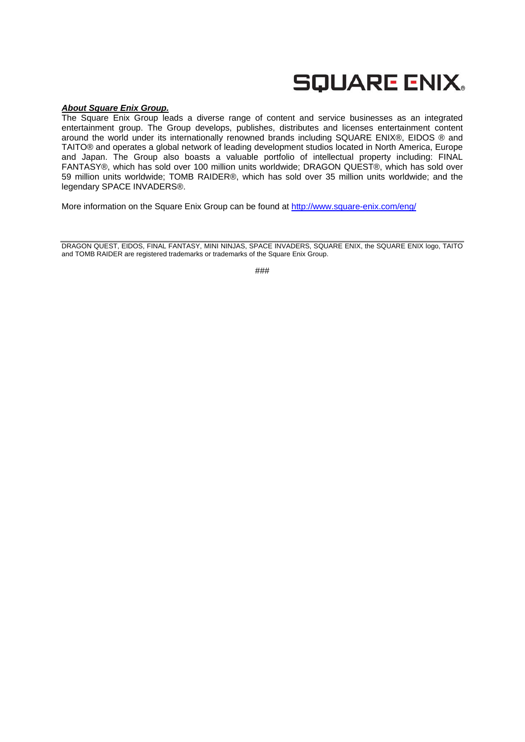SQUARE ENIX

***About Square Enix Group.***

The Square Enix Group leads a diverse range of content and service businesses as an integrated entertainment group. The Group develops, publishes, distributes and licenses entertainment content around the world under its internationally renowned brands including SQUARE ENIX®, EIDOS ® and TAITO® and operates a global network of leading development studios located in North America, Europe and Japan. The Group also boasts a valuable portfolio of intellectual property including: FINAL FANTASY®, which has sold over 100 million units worldwide; DRAGON QUEST®, which has sold over 59 million units worldwide; TOMB RAIDER®, which has sold over 35 million units worldwide; and the legendary SPACE INVADERS®.

More information on the Square Enix Group can be found at http://www.square-enix.com/eng/

---

DRAGON QUEST, EIDOS, FINAL FANTASY, MINI NINJAS, SPACE INVADERS, SQUARE ENIX, the SQUARE ENIX logo, TAITO and TOMB RAIDER are registered trademarks or trademarks of the Square Enix Group.

###